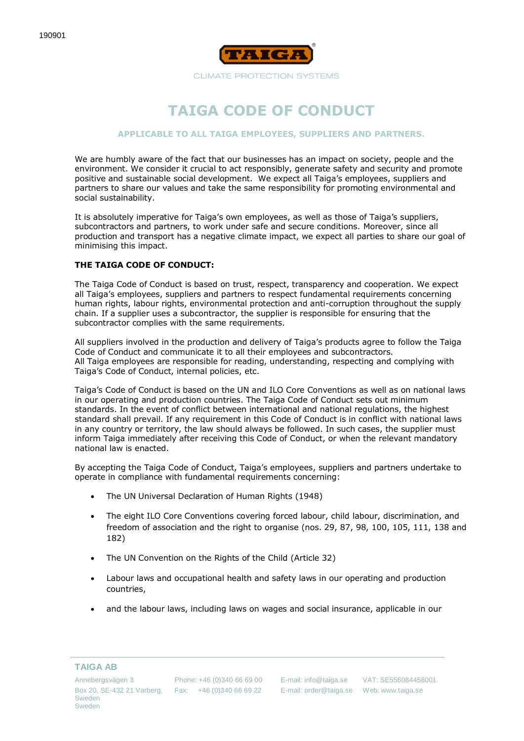190901

CLIMATE PROTECTION SYSTEMS

# TAIGA CODE OF CONDUCT

### APPLICABLE TO ALL TAIGA EMPLOYEES, SUPPLIERS AND PARTNERS.

We are humbly aware of the fact that our businesses has an impact on society, people and the environment. We consider it crucial to act responsibly, generate safety and security and promote positive and sustainable social development. We expect all Taiga's employees, suppliers and partners to share our values and take the same responsibility for promoting environmental and social sustainability.

It is absolutely imperative for Taiga's own employees, as well as those of Taiga's suppliers, subcontractors and partners, to work under safe and secure conditions. Moreover, since all production and transport has a negative climate impact, we expect all parties to share our goal of minimising this impact.

**THE TAIGA CODE OF CONDUCT:**

The Taiga Code of Conduct is based on trust, respect, transparency and cooperation. We expect all Taiga's employees, suppliers and partners to respect fundamental requirements concerning human rights, labour rights, environmental protection and anti-corruption throughout the supply chain. If a supplier uses a subcontractor, the supplier is responsible for ensuring that the subcontractor complies with the same requirements.

All suppliers involved in the production and delivery of Taiga's products agree to follow the Taiga Code of Conduct and communicate it to all their employees and subcontractors.
All Taiga employees are responsible for reading, understanding, respecting and complying with Taiga's Code of Conduct, internal policies, etc.

Taiga's Code of Conduct is based on the UN and ILO Core Conventions as well as on national laws in our operating and production countries. The Taiga Code of Conduct sets out minimum standards. In the event of conflict between international and national regulations, the highest standard shall prevail. If any requirement in this Code of Conduct is in conflict with national laws in any country or territory, the law should always be followed. In such cases, the supplier must inform Taiga immediately after receiving this Code of Conduct, or when the relevant mandatory national law is enacted.

By accepting the Taiga Code of Conduct, Taiga's employees, suppliers and partners undertake to operate in compliance with fundamental requirements concerning:

- The UN Universal Declaration of Human Rights (1948)
- The eight ILO Core Conventions covering forced labour, child labour, discrimination, and freedom of association and the right to organise (nos. 29, 87, 98, 100, 105, 111, 138 and 182)
- The UN Convention on the Rights of the Child (Article 32)
- Labour laws and occupational health and safety laws in our operating and production countries,
- and the labour laws, including laws on wages and social insurance, applicable in our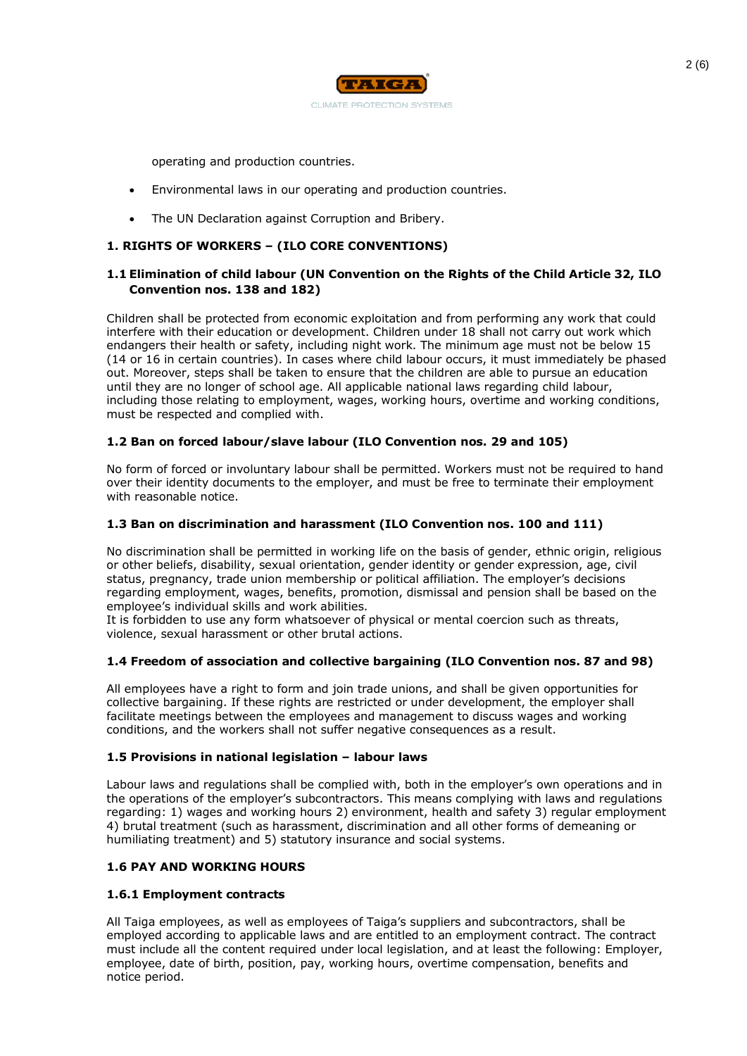operating and production countries.

- Environmental laws in our operating and production countries.
- The UN Declaration against Corruption and Bribery.

## 1. RIGHTS OF WORKERS – (ILO CORE CONVENTIONS)

### 1.1 Elimination of child labour (UN Convention on the Rights of the Child Article 32, ILO Convention nos. 138 and 182)

Children shall be protected from economic exploitation and from performing any work that could interfere with their education or development. Children under 18 shall not carry out work which endangers their health or safety, including night work. The minimum age must not be below 15 (14 or 16 in certain countries). In cases where child labour occurs, it must immediately be phased out. Moreover, steps shall be taken to ensure that the children are able to pursue an education until they are no longer of school age. All applicable national laws regarding child labour, including those relating to employment, wages, working hours, overtime and working conditions, must be respected and complied with.

### 1.2 Ban on forced labour/slave labour (ILO Convention nos. 29 and 105)

No form of forced or involuntary labour shall be permitted. Workers must not be required to hand over their identity documents to the employer, and must be free to terminate their employment with reasonable notice.

### 1.3 Ban on discrimination and harassment (ILO Convention nos. 100 and 111)

No discrimination shall be permitted in working life on the basis of gender, ethnic origin, religious or other beliefs, disability, sexual orientation, gender identity or gender expression, age, civil status, pregnancy, trade union membership or political affiliation. The employer's decisions regarding employment, wages, benefits, promotion, dismissal and pension shall be based on the employee's individual skills and work abilities.
It is forbidden to use any form whatsoever of physical or mental coercion such as threats, violence, sexual harassment or other brutal actions.

### 1.4 Freedom of association and collective bargaining (ILO Convention nos. 87 and 98)

All employees have a right to form and join trade unions, and shall be given opportunities for collective bargaining. If these rights are restricted or under development, the employer shall facilitate meetings between the employees and management to discuss wages and working conditions, and the workers shall not suffer negative consequences as a result.

### 1.5 Provisions in national legislation – labour laws

Labour laws and regulations shall be complied with, both in the employer's own operations and in the operations of the employer's subcontractors. This means complying with laws and regulations regarding: 1) wages and working hours 2) environment, health and safety 3) regular employment 4) brutal treatment (such as harassment, discrimination and all other forms of demeaning or humiliating treatment) and 5) statutory insurance and social systems.

### 1.6 PAY AND WORKING HOURS

#### 1.6.1 Employment contracts

All Taiga employees, as well as employees of Taiga's suppliers and subcontractors, shall be employed according to applicable laws and are entitled to an employment contract. The contract must include all the content required under local legislation, and at least the following: Employer, employee, date of birth, position, pay, working hours, overtime compensation, benefits and notice period.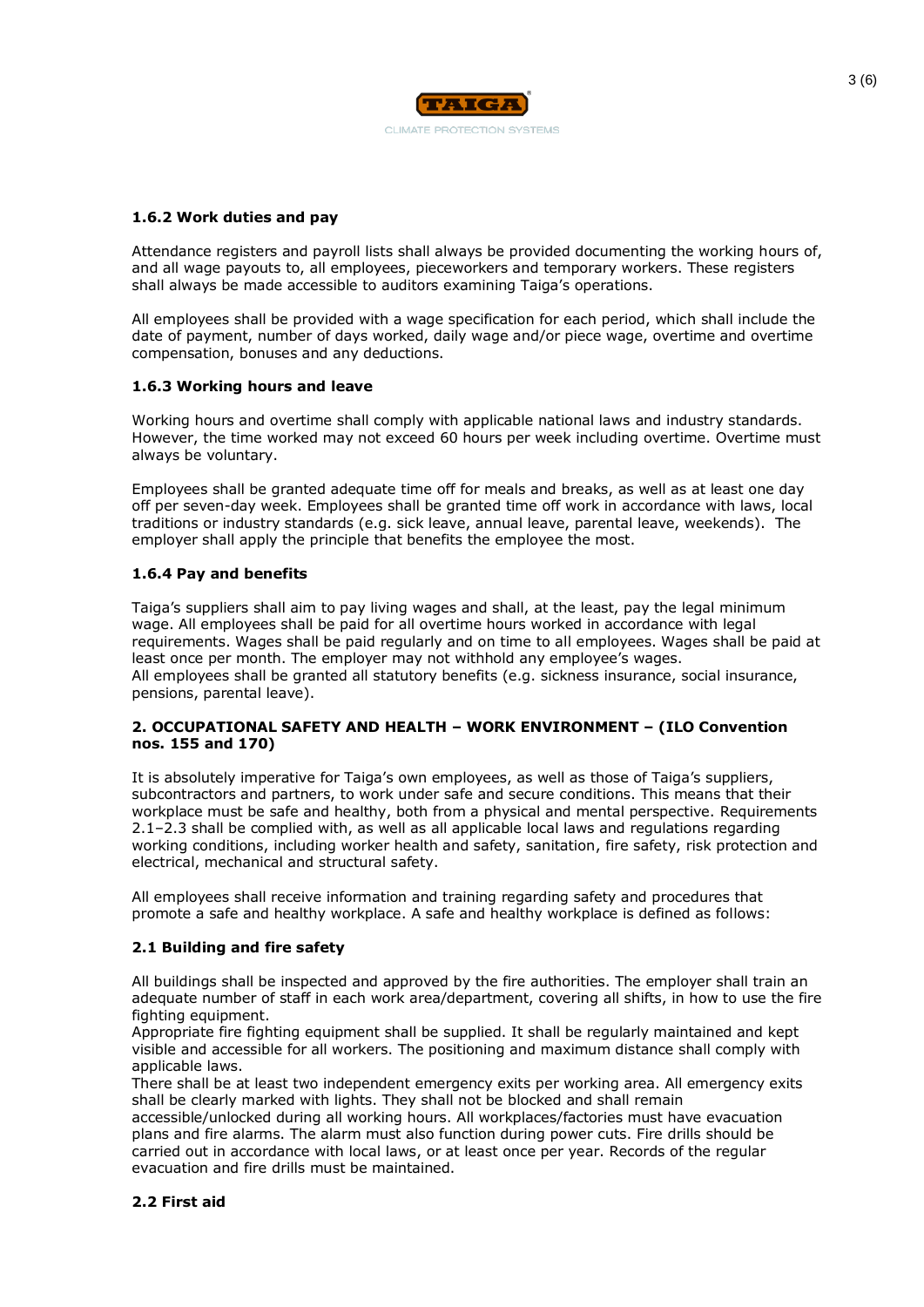### 1.6.2 Work duties and pay

Attendance registers and payroll lists shall always be provided documenting the working hours of, and all wage payouts to, all employees, pieceworkers and temporary workers. These registers shall always be made accessible to auditors examining Taiga's operations.

All employees shall be provided with a wage specification for each period, which shall include the date of payment, number of days worked, daily wage and/or piece wage, overtime and overtime compensation, bonuses and any deductions.

### 1.6.3 Working hours and leave

Working hours and overtime shall comply with applicable national laws and industry standards. However, the time worked may not exceed 60 hours per week including overtime. Overtime must always be voluntary.

Employees shall be granted adequate time off for meals and breaks, as well as at least one day off per seven-day week. Employees shall be granted time off work in accordance with laws, local traditions or industry standards (e.g. sick leave, annual leave, parental leave, weekends). The employer shall apply the principle that benefits the employee the most.

### 1.6.4 Pay and benefits

Taiga's suppliers shall aim to pay living wages and shall, at the least, pay the legal minimum wage. All employees shall be paid for all overtime hours worked in accordance with legal requirements. Wages shall be paid regularly and on time to all employees. Wages shall be paid at least once per month. The employer may not withhold any employee's wages.
All employees shall be granted all statutory benefits (e.g. sickness insurance, social insurance, pensions, parental leave).

## 2. OCCUPATIONAL SAFETY AND HEALTH – WORK ENVIRONMENT – (ILO Convention nos. 155 and 170)

It is absolutely imperative for Taiga's own employees, as well as those of Taiga's suppliers, subcontractors and partners, to work under safe and secure conditions. This means that their workplace must be safe and healthy, both from a physical and mental perspective. Requirements 2.1–2.3 shall be complied with, as well as all applicable local laws and regulations regarding working conditions, including worker health and safety, sanitation, fire safety, risk protection and electrical, mechanical and structural safety.

All employees shall receive information and training regarding safety and procedures that promote a safe and healthy workplace. A safe and healthy workplace is defined as follows:

### 2.1 Building and fire safety

All buildings shall be inspected and approved by the fire authorities. The employer shall train an adequate number of staff in each work area/department, covering all shifts, in how to use the fire fighting equipment.
Appropriate fire fighting equipment shall be supplied. It shall be regularly maintained and kept visible and accessible for all workers. The positioning and maximum distance shall comply with applicable laws.
There shall be at least two independent emergency exits per working area. All emergency exits shall be clearly marked with lights. They shall not be blocked and shall remain accessible/unlocked during all working hours. All workplaces/factories must have evacuation plans and fire alarms. The alarm must also function during power cuts. Fire drills should be carried out in accordance with local laws, or at least once per year. Records of the regular evacuation and fire drills must be maintained.

### 2.2 First aid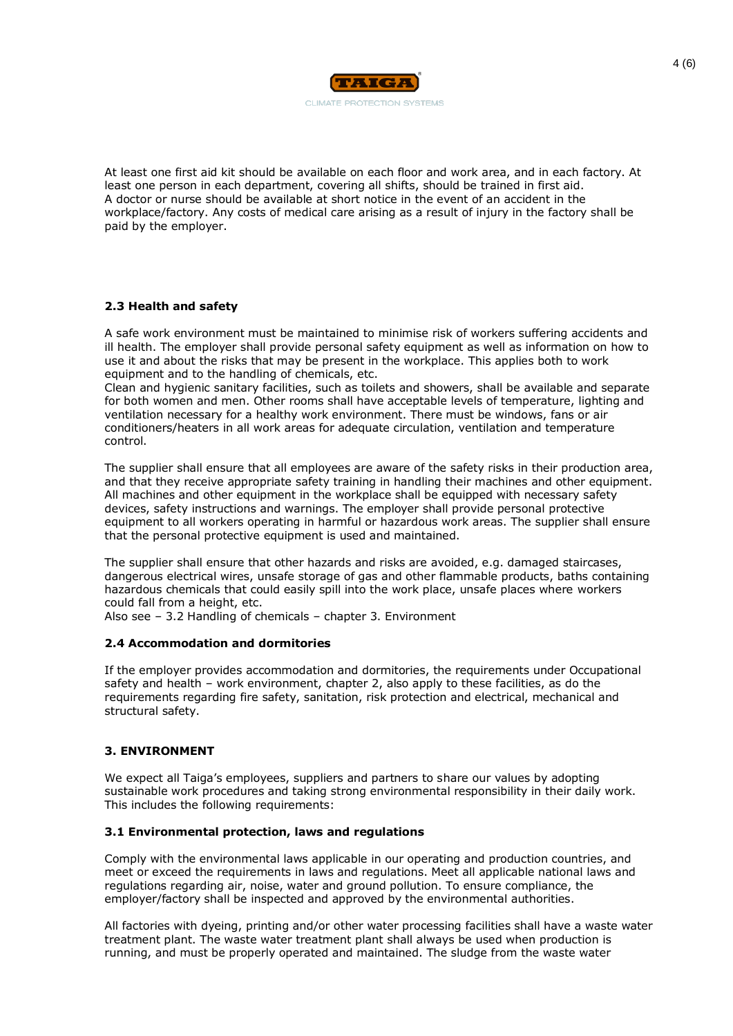At least one first aid kit should be available on each floor and work area, and in each factory. At least one person in each department, covering all shifts, should be trained in first aid. A doctor or nurse should be available at short notice in the event of an accident in the workplace/factory. Any costs of medical care arising as a result of injury in the factory shall be paid by the employer.

### 2.3 Health and safety

A safe work environment must be maintained to minimise risk of workers suffering accidents and ill health. The employer shall provide personal safety equipment as well as information on how to use it and about the risks that may be present in the workplace. This applies both to work equipment and to the handling of chemicals, etc.
Clean and hygienic sanitary facilities, such as toilets and showers, shall be available and separate for both women and men. Other rooms shall have acceptable levels of temperature, lighting and ventilation necessary for a healthy work environment. There must be windows, fans or air conditioners/heaters in all work areas for adequate circulation, ventilation and temperature control.

The supplier shall ensure that all employees are aware of the safety risks in their production area, and that they receive appropriate safety training in handling their machines and other equipment. All machines and other equipment in the workplace shall be equipped with necessary safety devices, safety instructions and warnings. The employer shall provide personal protective equipment to all workers operating in harmful or hazardous work areas. The supplier shall ensure that the personal protective equipment is used and maintained.

The supplier shall ensure that other hazards and risks are avoided, e.g. damaged staircases, dangerous electrical wires, unsafe storage of gas and other flammable products, baths containing hazardous chemicals that could easily spill into the work place, unsafe places where workers could fall from a height, etc.
Also see – 3.2 Handling of chemicals – chapter 3. Environment

### 2.4 Accommodation and dormitories

If the employer provides accommodation and dormitories, the requirements under Occupational safety and health – work environment, chapter 2, also apply to these facilities, as do the requirements regarding fire safety, sanitation, risk protection and electrical, mechanical and structural safety.

## 3. ENVIRONMENT

We expect all Taiga's employees, suppliers and partners to share our values by adopting sustainable work procedures and taking strong environmental responsibility in their daily work. This includes the following requirements:

### 3.1 Environmental protection, laws and regulations

Comply with the environmental laws applicable in our operating and production countries, and meet or exceed the requirements in laws and regulations. Meet all applicable national laws and regulations regarding air, noise, water and ground pollution. To ensure compliance, the employer/factory shall be inspected and approved by the environmental authorities.

All factories with dyeing, printing and/or other water processing facilities shall have a waste water treatment plant. The waste water treatment plant shall always be used when production is running, and must be properly operated and maintained. The sludge from the waste water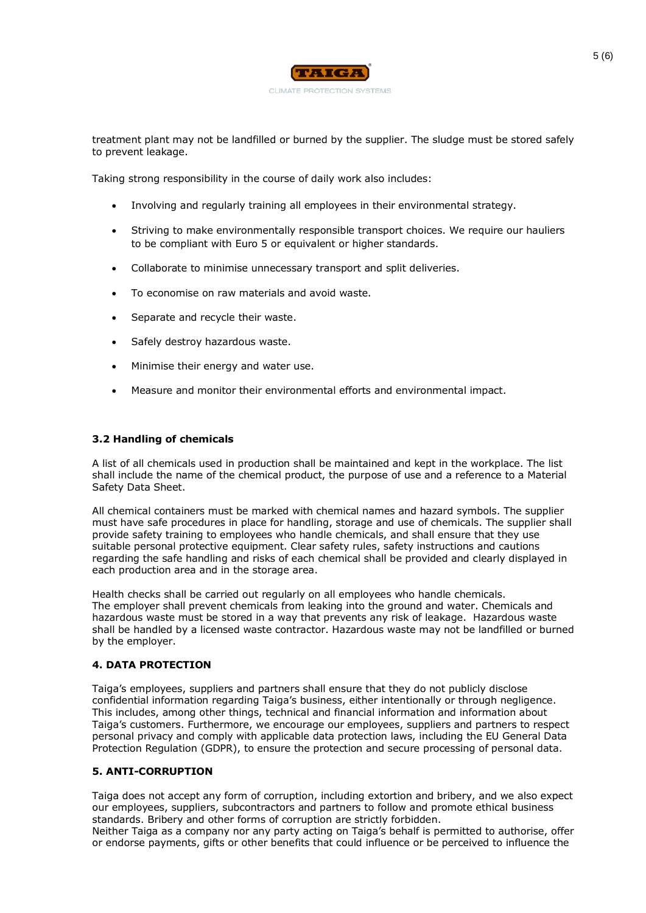treatment plant may not be landfilled or burned by the supplier. The sludge must be stored safely to prevent leakage.

Taking strong responsibility in the course of daily work also includes:

- Involving and regularly training all employees in their environmental strategy.
- Striving to make environmentally responsible transport choices. We require our hauliers to be compliant with Euro 5 or equivalent or higher standards.
- Collaborate to minimise unnecessary transport and split deliveries.
- To economise on raw materials and avoid waste.
- Separate and recycle their waste.
- Safely destroy hazardous waste.
- Minimise their energy and water use.
- Measure and monitor their environmental efforts and environmental impact.

### 3.2 Handling of chemicals

A list of all chemicals used in production shall be maintained and kept in the workplace. The list shall include the name of the chemical product, the purpose of use and a reference to a Material Safety Data Sheet.

All chemical containers must be marked with chemical names and hazard symbols. The supplier must have safe procedures in place for handling, storage and use of chemicals. The supplier shall provide safety training to employees who handle chemicals, and shall ensure that they use suitable personal protective equipment. Clear safety rules, safety instructions and cautions regarding the safe handling and risks of each chemical shall be provided and clearly displayed in each production area and in the storage area.

Health checks shall be carried out regularly on all employees who handle chemicals.
The employer shall prevent chemicals from leaking into the ground and water. Chemicals and hazardous waste must be stored in a way that prevents any risk of leakage. Hazardous waste shall be handled by a licensed waste contractor. Hazardous waste may not be landfilled or burned by the employer.

## 4. DATA PROTECTION

Taiga's employees, suppliers and partners shall ensure that they do not publicly disclose confidential information regarding Taiga's business, either intentionally or through negligence. This includes, among other things, technical and financial information and information about Taiga's customers. Furthermore, we encourage our employees, suppliers and partners to respect personal privacy and comply with applicable data protection laws, including the EU General Data Protection Regulation (GDPR), to ensure the protection and secure processing of personal data.

## 5. ANTI-CORRUPTION

Taiga does not accept any form of corruption, including extortion and bribery, and we also expect our employees, suppliers, subcontractors and partners to follow and promote ethical business standards. Bribery and other forms of corruption are strictly forbidden.
Neither Taiga as a company nor any party acting on Taiga's behalf is permitted to authorise, offer or endorse payments, gifts or other benefits that could influence or be perceived to influence the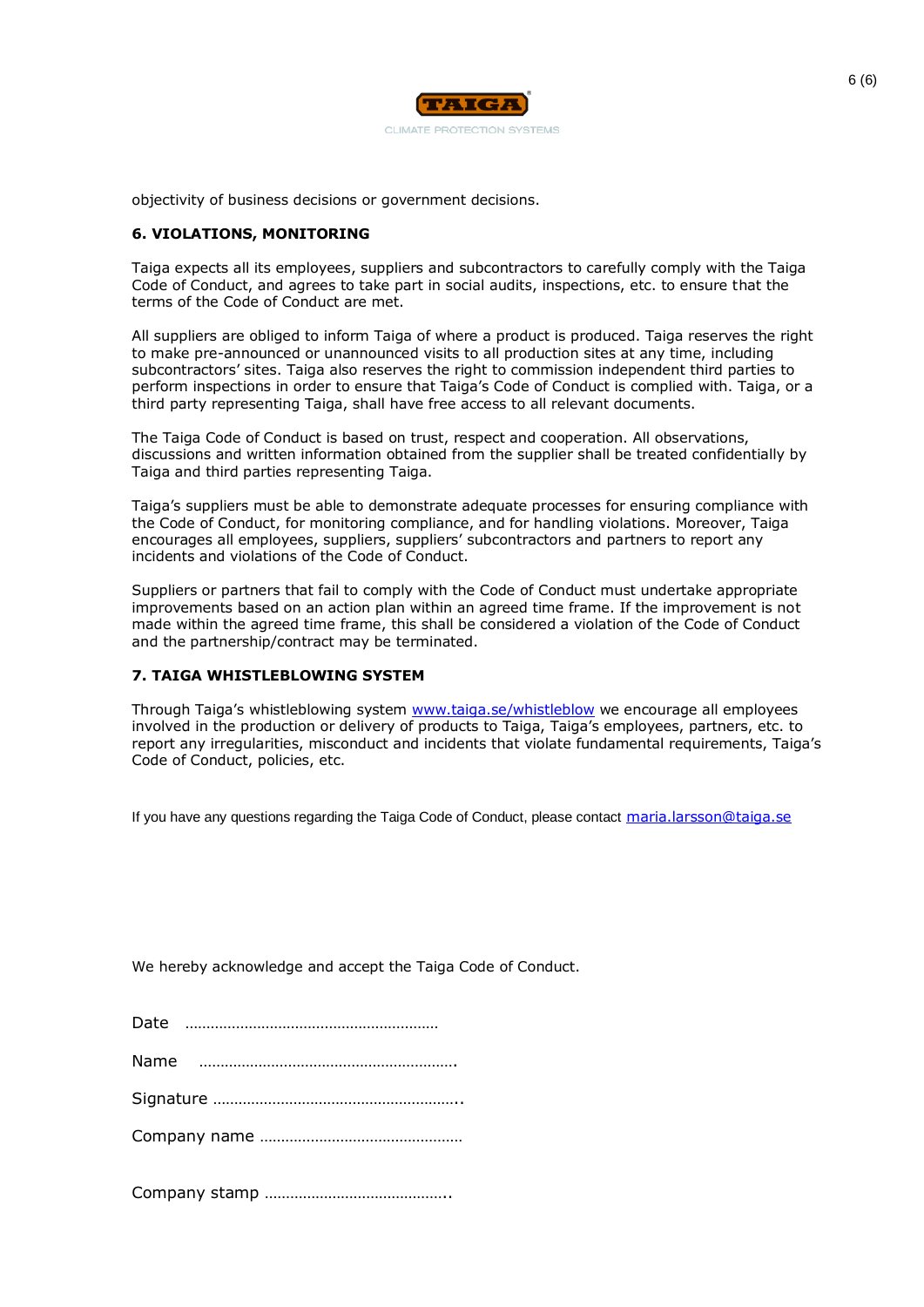objectivity of business decisions or government decisions.

## 6. VIOLATIONS, MONITORING

Taiga expects all its employees, suppliers and subcontractors to carefully comply with the Taiga Code of Conduct, and agrees to take part in social audits, inspections, etc. to ensure that the terms of the Code of Conduct are met.

All suppliers are obliged to inform Taiga of where a product is produced. Taiga reserves the right to make pre-announced or unannounced visits to all production sites at any time, including subcontractors' sites. Taiga also reserves the right to commission independent third parties to perform inspections in order to ensure that Taiga's Code of Conduct is complied with. Taiga, or a third party representing Taiga, shall have free access to all relevant documents.

The Taiga Code of Conduct is based on trust, respect and cooperation. All observations, discussions and written information obtained from the supplier shall be treated confidentially by Taiga and third parties representing Taiga.

Taiga's suppliers must be able to demonstrate adequate processes for ensuring compliance with the Code of Conduct, for monitoring compliance, and for handling violations. Moreover, Taiga encourages all employees, suppliers, suppliers' subcontractors and partners to report any incidents and violations of the Code of Conduct.

Suppliers or partners that fail to comply with the Code of Conduct must undertake appropriate improvements based on an action plan within an agreed time frame. If the improvement is not made within the agreed time frame, this shall be considered a violation of the Code of Conduct and the partnership/contract may be terminated.

## 7. TAIGA WHISTLEBLOWING SYSTEM

Through Taiga's whistleblowing system [www.taiga.se/whistleblow](http://www.taiga.se/whistleblow) we encourage all employees involved in the production or delivery of products to Taiga, Taiga's employees, partners, etc. to report any irregularities, misconduct and incidents that violate fundamental requirements, Taiga's Code of Conduct, policies, etc.

If you have any questions regarding the Taiga Code of Conduct, please contact [maria.larsson@taiga.se](mailto:maria.larsson@taiga.se)

We hereby acknowledge and accept the Taiga Code of Conduct.

Date ……………………………………………………

Name …………………………………………………….

Signature …………………………………………………..

Company name …………………………………………

Company stamp ……………………………………..